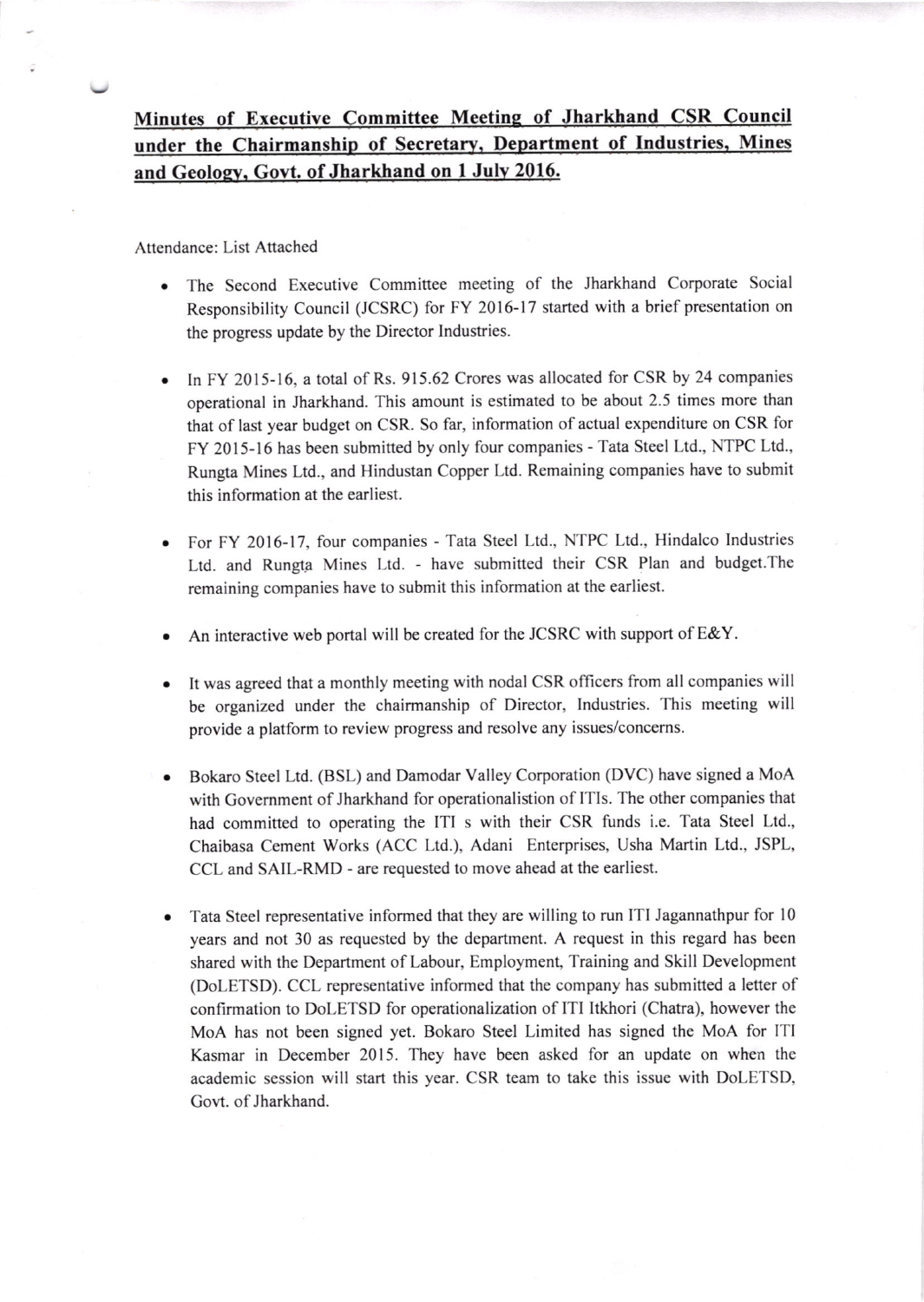# Minutes of Executive Committee Meeting of Jharkhand CSR Council under the Chairmanship of Secretary, Department of Industries, Mines and Geology, Govt. of Jharkhand on 1 July 2016.

Attendance: List Attached

- The Second Executive Committee meeting of the Jharkhand Corporate Social Responsibility Council (JCSRC) for FY 2016-17 started with a brief presentation on the progress update by the Director Industries.

- In FY 2015-16, a total of Rs. 915.62 Crores was allocated for CSR by 24 companies operational in Jharkhand. This amount is estimated to be about 2.5 times more than that of last year budget on CSR. So far, information of actual expenditure on CSR for FY 2015-16 has been submitted by only four companies - Tata Steel Ltd., NTPC Ltd., Rungta Mines Ltd., and Hindustan Copper Ltd. Remaining companies have to submit this information at the earliest.

- For FY 2016-17, four companies - Tata Steel Ltd., NTPC Ltd., Hindalco Industries Ltd. and Rungta Mines Ltd. - have submitted their CSR Plan and budget.The remaining companies have to submit this information at the earliest.

- An interactive web portal will be created for the JCSRC with support of E&Y.

- It was agreed that a monthly meeting with nodal CSR officers from all companies will be organized under the chairmanship of Director, Industries. This meeting will provide a platform to review progress and resolve any issues/concerns.

- Bokaro Steel Ltd. (BSL) and Damodar Valley Corporation (DVC) have signed a MoA with Government of Jharkhand for operationalistion of ITIs. The other companies that had committed to operating the ITI s with their CSR funds i.e. Tata Steel Ltd., Chaibasa Cement Works (ACC Ltd.), Adani Enterprises, Usha Martin Ltd., JSPL, CCL and SAIL-RMD - are requested to move ahead at the earliest.

- Tata Steel representative informed that they are willing to run ITI Jagannathpur for 10 years and not 30 as requested by the department. A request in this regard has been shared with the Department of Labour, Employment, Training and Skill Development (DoLETSD). CCL representative informed that the company has submitted a letter of confirmation to DoLETSD for operationalization of ITI Itkhori (Chatra), however the MoA has not been signed yet. Bokaro Steel Limited has signed the MoA for ITI Kasmar in December 2015. They have been asked for an update on when the academic session will start this year. CSR team to take this issue with DoLETSD, Govt. of Jharkhand.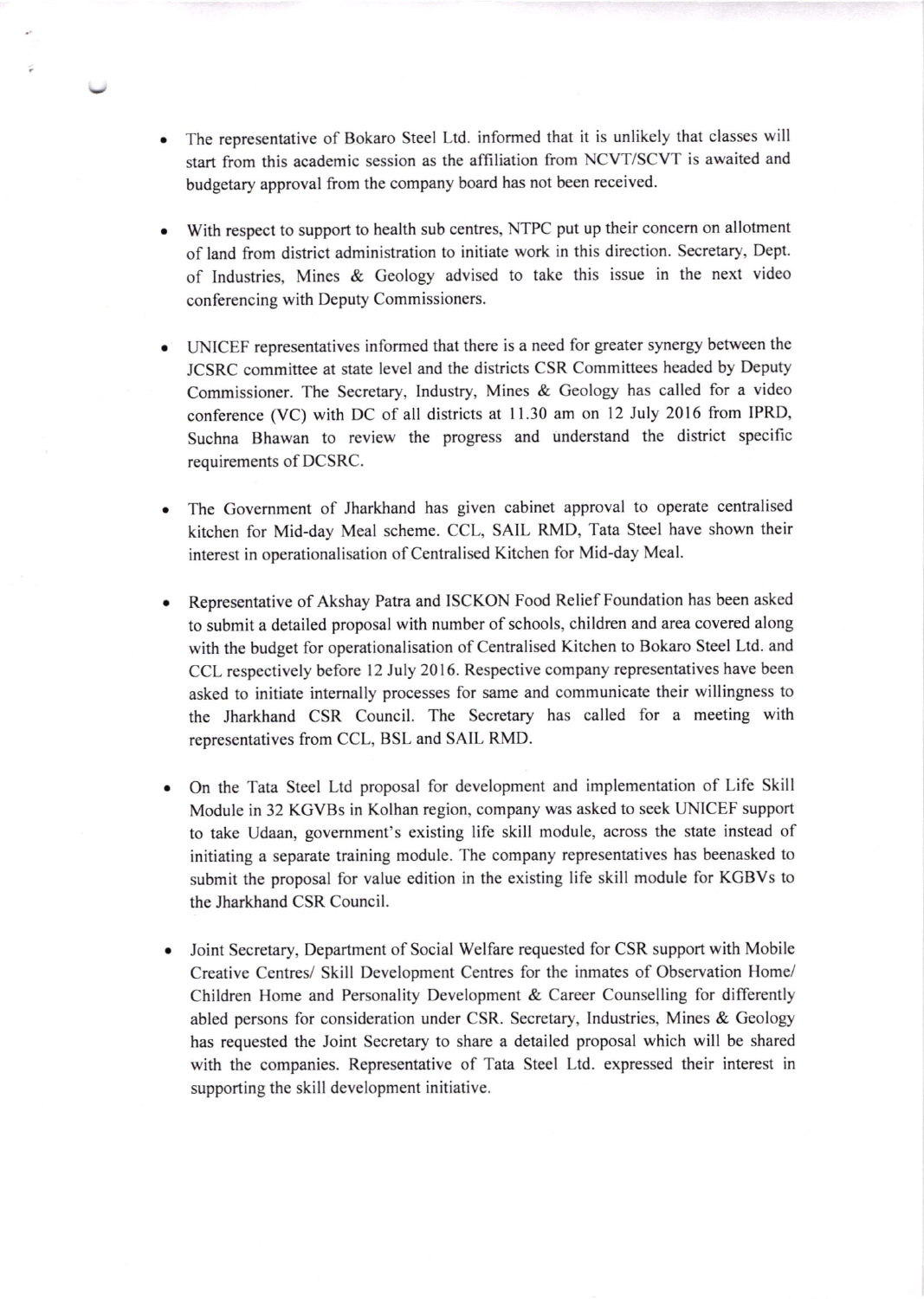- The representative of Bokaro Steel Ltd. informed that it is unlikely that classes will start from this academic session as the affiliation from NCVT/SCVT is awaited and budgetary approval from the company board has not been received.

- With respect to support to health sub centres, NTPC put up their concern on allotment of land from district administration to initiate work in this direction. Secretary, Dept. of Industries, Mines & Geology advised to take this issue in the next video conferencing with Deputy Commissioners.

- UNICEF representatives informed that there is a need for greater synergy between the JCSRC committee at state level and the districts CSR Committees headed by Deputy Commissioner. The Secretary, Industry, Mines & Geology has called for a video conference (VC) with DC of all districts at 11.30 am on 12 July 2016 from IPRD, Suchna Bhawan to review the progress and understand the district specific requirements of DCSRC.

- The Government of Jharkhand has given cabinet approval to operate centralised kitchen for Mid-day Meal scheme. CCL, SAIL RMD, Tata Steel have shown their interest in operationalisation of Centralised Kitchen for Mid-day Meal.

- Representative of Akshay Patra and ISCKON Food Relief Foundation has been asked to submit a detailed proposal with number of schools, children and area covered along with the budget for operationalisation of Centralised Kitchen to Bokaro Steel Ltd. and CCL respectively before 12 July 2016. Respective company representatives have been asked to initiate internally processes for same and communicate their willingness to the Jharkhand CSR Council. The Secretary has called for a meeting with representatives from CCL, BSL and SAIL RMD.

- On the Tata Steel Ltd proposal for development and implementation of Life Skill Module in 32 KGVBs in Kolhan region, company was asked to seek UNICEF support to take Udaan, government's existing life skill module, across the state instead of initiating a separate training module. The company representatives has beenasked to submit the proposal for value edition in the existing life skill module for KGBVs to the Jharkhand CSR Council.

- Joint Secretary, Department of Social Welfare requested for CSR support with Mobile Creative Centres/ Skill Development Centres for the inmates of Observation Home/ Children Home and Personality Development & Career Counselling for differently abled persons for consideration under CSR. Secretary, Industries, Mines & Geology has requested the Joint Secretary to share a detailed proposal which will be shared with the companies. Representative of Tata Steel Ltd. expressed their interest in supporting the skill development initiative.